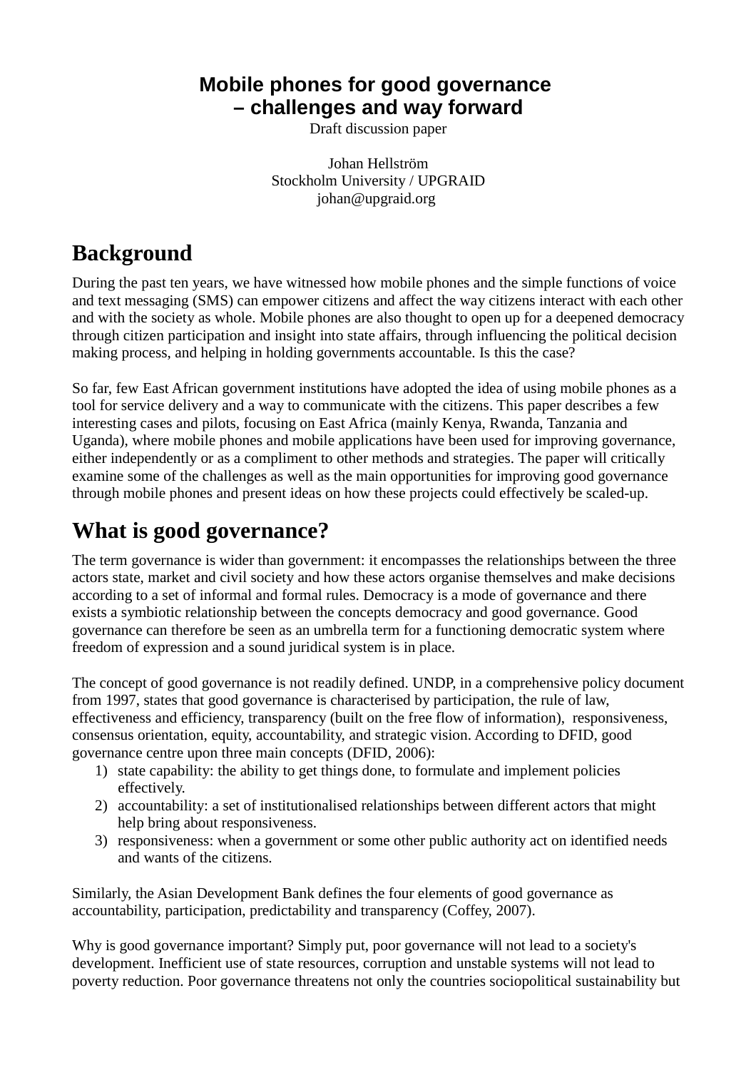# Mobile phones for good governance – challenges and way forward

Draft discussion paper

Johan Hellström
Stockholm University / UPGRAID
johan@upgraid.org

## Background

During the past ten years, we have witnessed how mobile phones and the simple functions of voice and text messaging (SMS) can empower citizens and affect the way citizens interact with each other and with the society as whole. Mobile phones are also thought to open up for a deepened democracy through citizen participation and insight into state affairs, through influencing the political decision making process, and helping in holding governments accountable. Is this the case?

So far, few East African government institutions have adopted the idea of using mobile phones as a tool for service delivery and a way to communicate with the citizens. This paper describes a few interesting cases and pilots, focusing on East Africa (mainly Kenya, Rwanda, Tanzania and Uganda), where mobile phones and mobile applications have been used for improving governance, either independently or as a compliment to other methods and strategies. The paper will critically examine some of the challenges as well as the main opportunities for improving good governance through mobile phones and present ideas on how these projects could effectively be scaled-up.

## What is good governance?

The term governance is wider than government: it encompasses the relationships between the three actors state, market and civil society and how these actors organise themselves and make decisions according to a set of informal and formal rules. Democracy is a mode of governance and there exists a symbiotic relationship between the concepts democracy and good governance. Good governance can therefore be seen as an umbrella term for a functioning democratic system where freedom of expression and a sound juridical system is in place.

The concept of good governance is not readily defined. UNDP, in a comprehensive policy document from 1997, states that good governance is characterised by participation, the rule of law, effectiveness and efficiency, transparency (built on the free flow of information), responsiveness, consensus orientation, equity, accountability, and strategic vision. According to DFID, good governance centre upon three main concepts (DFID, 2006):

1) state capability: the ability to get things done, to formulate and implement policies effectively.
2) accountability: a set of institutionalised relationships between different actors that might help bring about responsiveness.
3) responsiveness: when a government or some other public authority act on identified needs and wants of the citizens.

Similarly, the Asian Development Bank defines the four elements of good governance as accountability, participation, predictability and transparency (Coffey, 2007).

Why is good governance important? Simply put, poor governance will not lead to a society's development. Inefficient use of state resources, corruption and unstable systems will not lead to poverty reduction. Poor governance threatens not only the countries sociopolitical sustainability but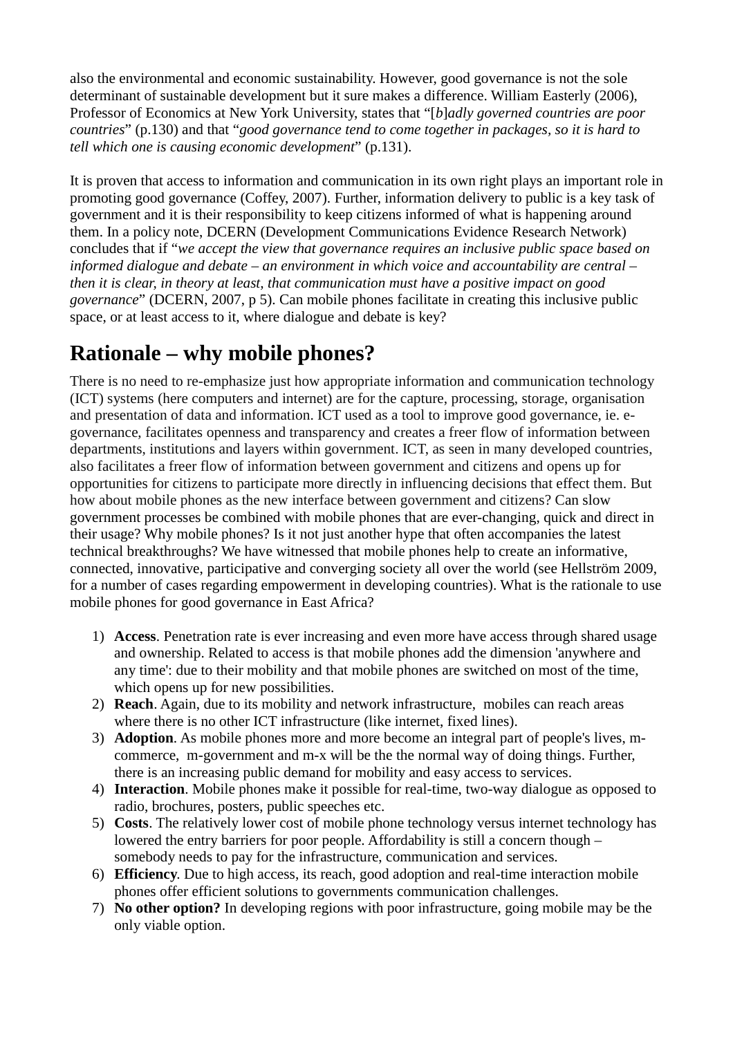also the environmental and economic sustainability. However, good governance is not the sole determinant of sustainable development but it sure makes a difference. William Easterly (2006), Professor of Economics at New York University, states that "[*b*]*adly governed countries are poor countries*" (p.130) and that "*good governance tend to come together in packages, so it is hard to tell which one is causing economic development*" (p.131).

It is proven that access to information and communication in its own right plays an important role in promoting good governance (Coffey, 2007). Further, information delivery to public is a key task of government and it is their responsibility to keep citizens informed of what is happening around them. In a policy note, DCERN (Development Communications Evidence Research Network) concludes that if "*we accept the view that governance requires an inclusive public space based on informed dialogue and debate – an environment in which voice and accountability are central – then it is clear, in theory at least, that communication must have a positive impact on good governance*" (DCERN, 2007, p 5). Can mobile phones facilitate in creating this inclusive public space, or at least access to it, where dialogue and debate is key?

# Rationale – why mobile phones?

There is no need to re-emphasize just how appropriate information and communication technology (ICT) systems (here computers and internet) are for the capture, processing, storage, organisation and presentation of data and information. ICT used as a tool to improve good governance, ie. e-governance, facilitates openness and transparency and creates a freer flow of information between departments, institutions and layers within government. ICT, as seen in many developed countries, also facilitates a freer flow of information between government and citizens and opens up for opportunities for citizens to participate more directly in influencing decisions that effect them. But how about mobile phones as the new interface between government and citizens? Can slow government processes be combined with mobile phones that are ever-changing, quick and direct in their usage? Why mobile phones? Is it not just another hype that often accompanies the latest technical breakthroughs? We have witnessed that mobile phones help to create an informative, connected, innovative, participative and converging society all over the world (see Hellström 2009, for a number of cases regarding empowerment in developing countries). What is the rationale to use mobile phones for good governance in East Africa?

1) **Access**. Penetration rate is ever increasing and even more have access through shared usage and ownership. Related to access is that mobile phones add the dimension 'anywhere and any time': due to their mobility and that mobile phones are switched on most of the time, which opens up for new possibilities.
2) **Reach**. Again, due to its mobility and network infrastructure, mobiles can reach areas where there is no other ICT infrastructure (like internet, fixed lines).
3) **Adoption**. As mobile phones more and more become an integral part of people's lives, m-commerce, m-government and m-x will be the the normal way of doing things. Further, there is an increasing public demand for mobility and easy access to services.
4) **Interaction**. Mobile phones make it possible for real-time, two-way dialogue as opposed to radio, brochures, posters, public speeches etc.
5) **Costs**. The relatively lower cost of mobile phone technology versus internet technology has lowered the entry barriers for poor people. Affordability is still a concern though – somebody needs to pay for the infrastructure, communication and services.
6) **Efficiency**. Due to high access, its reach, good adoption and real-time interaction mobile phones offer efficient solutions to governments communication challenges.
7) **No other option?** In developing regions with poor infrastructure, going mobile may be the only viable option.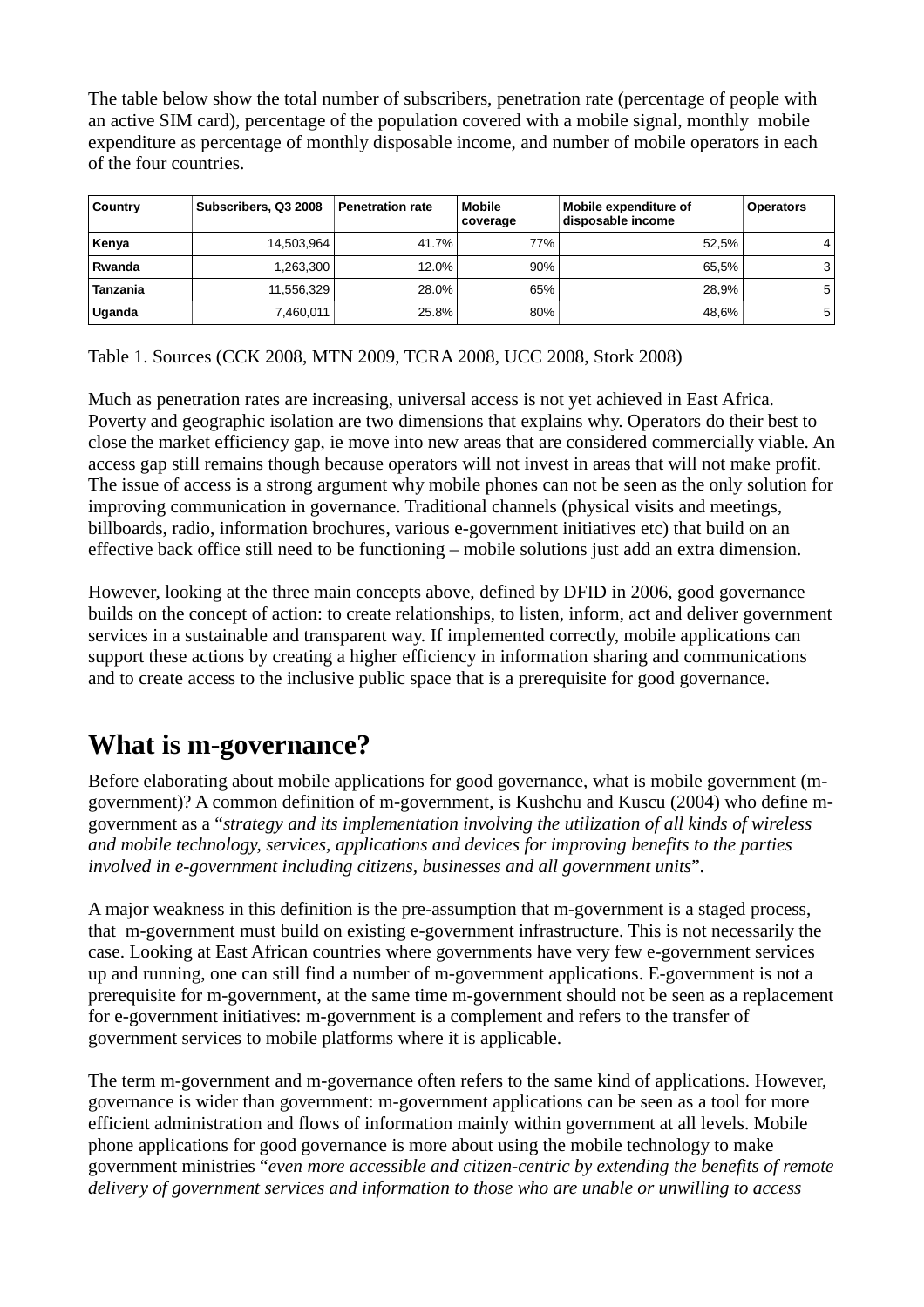The table below show the total number of subscribers, penetration rate (percentage of people with an active SIM card), percentage of the population covered with a mobile signal, monthly mobile expenditure as percentage of monthly disposable income, and number of mobile operators in each of the four countries.

| Country | Subscribers, Q3 2008 | Penetration rate | Mobile coverage | Mobile expenditure of disposable income | Operators |
|---|---|---|---|---|---|
| Kenya | 14,503,964 | 41.7% | 77% | 52,5% | 4 |
| Rwanda | 1,263,300 | 12.0% | 90% | 65,5% | 3 |
| Tanzania | 11,556,329 | 28.0% | 65% | 28,9% | 5 |
| Uganda | 7,460,011 | 25.8% | 80% | 48,6% | 5 |

Table 1. Sources (CCK 2008, MTN 2009, TCRA 2008, UCC 2008, Stork 2008)

Much as penetration rates are increasing, universal access is not yet achieved in East Africa. Poverty and geographic isolation are two dimensions that explains why. Operators do their best to close the market efficiency gap, ie move into new areas that are considered commercially viable. An access gap still remains though because operators will not invest in areas that will not make profit. The issue of access is a strong argument why mobile phones can not be seen as the only solution for improving communication in governance. Traditional channels (physical visits and meetings, billboards, radio, information brochures, various e-government initiatives etc) that build on an effective back office still need to be functioning – mobile solutions just add an extra dimension.

However, looking at the three main concepts above, defined by DFID in 2006, good governance builds on the concept of action: to create relationships, to listen, inform, act and deliver government services in a sustainable and transparent way. If implemented correctly, mobile applications can support these actions by creating a higher efficiency in information sharing and communications and to create access to the inclusive public space that is a prerequisite for good governance.

# What is m-governance?

Before elaborating about mobile applications for good governance, what is mobile government (m-government)? A common definition of m-government, is Kushchu and Kuscu (2004) who define m-government as a "*strategy and its implementation involving the utilization of all kinds of wireless and mobile technology, services, applications and devices for improving benefits to the parties involved in e-government including citizens, businesses and all government units*".

A major weakness in this definition is the pre-assumption that m-government is a staged process, that m-government must build on existing e-government infrastructure. This is not necessarily the case. Looking at East African countries where governments have very few e-government services up and running, one can still find a number of m-government applications. E-government is not a prerequisite for m-government, at the same time m-government should not be seen as a replacement for e-government initiatives: m-government is a complement and refers to the transfer of government services to mobile platforms where it is applicable.

The term m-government and m-governance often refers to the same kind of applications. However, governance is wider than government: m-government applications can be seen as a tool for more efficient administration and flows of information mainly within government at all levels. Mobile phone applications for good governance is more about using the mobile technology to make government ministries "*even more accessible and citizen-centric by extending the benefits of remote delivery of government services and information to those who are unable or unwilling to access*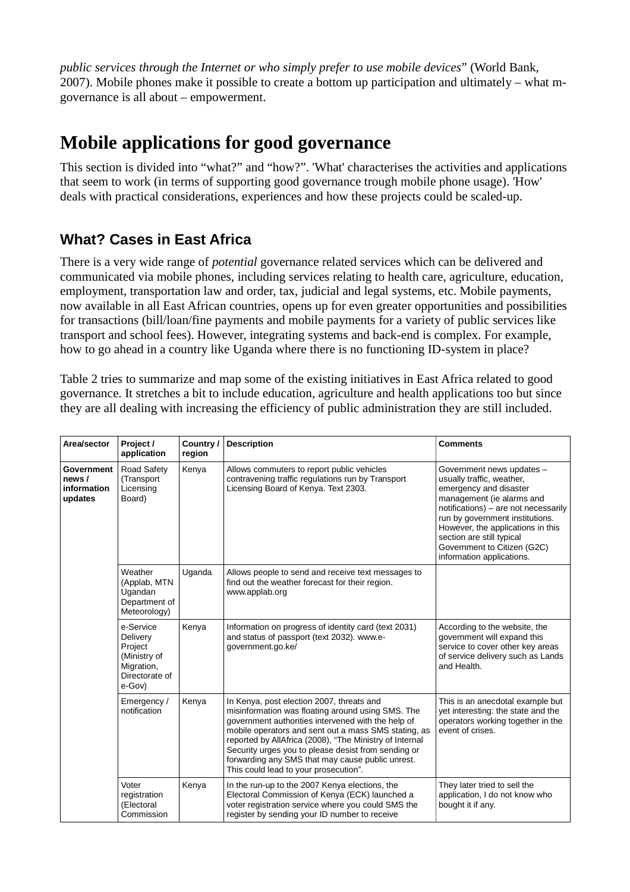*public services through the Internet or who simply prefer to use mobile devices*" (World Bank, 2007). Mobile phones make it possible to create a bottom up participation and ultimately – what m-governance is all about – empowerment.

# Mobile applications for good governance

This section is divided into "what?" and "how?". 'What' characterises the activities and applications that seem to work (in terms of supporting good governance trough mobile phone usage). 'How' deals with practical considerations, experiences and how these projects could be scaled-up.

## What? Cases in East Africa

There is a very wide range of *potential* governance related services which can be delivered and communicated via mobile phones, including services relating to health care, agriculture, education, employment, transportation law and order, tax, judicial and legal systems, etc. Mobile payments, now available in all East African countries, opens up for even greater opportunities and possibilities for transactions (bill/loan/fine payments and mobile payments for a variety of public services like transport and school fees). However, integrating systems and back-end is complex. For example, how to go ahead in a country like Uganda where there is no functioning ID-system in place?

Table 2 tries to summarize and map some of the existing initiatives in East Africa related to good governance. It stretches a bit to include education, agriculture and health applications too but since they are all dealing with increasing the efficiency of public administration they are still included.

| Area/sector | Project / application | Country / region | Description | Comments |
|---|---|---|---|---|
| **Government news / information updates** | Road Safety (Transport Licensing Board) | Kenya | Allows commuters to report public vehicles contravening traffic regulations run by Transport Licensing Board of Kenya. Text 2303. | Government news updates – usually traffic, weather, emergency and disaster management (ie alarms and notifications) – are not necessarily run by government institutions. However, the applications in this section are still typical Government to Citizen (G2C) information applications. |
| | Weather (Applab, MTN Ugandan Department of Meteorology) | Uganda | Allows people to send and receive text messages to find out the weather forecast for their region. www.applab.org | |
| | e-Service Delivery Project (Ministry of Migration, Directorate of e-Gov) | Kenya | Information on progress of identity card (text 2031) and status of passport (text 2032). www.e-government.go.ke/ | According to the website, the government will expand this service to cover other key areas of service delivery such as Lands and Health. |
| | Emergency / notification | Kenya | In Kenya, post election 2007, threats and misinformation was floating around using SMS. The government authorities intervened with the help of mobile operators and sent out a mass SMS stating, as reported by AllAfrica (2008), "The Ministry of Internal Security urges you to please desist from sending or forwarding any SMS that may cause public unrest. This could lead to your prosecution". | This is an anecdotal example but yet interesting: the state and the operators working together in the event of crises. |
| | Voter registration (Electoral Commission | Kenya | In the run-up to the 2007 Kenya elections, the Electoral Commission of Kenya (ECK) launched a voter registration service where you could SMS the register by sending your ID number to receive | They later tried to sell the application, I do not know who bought it if any. |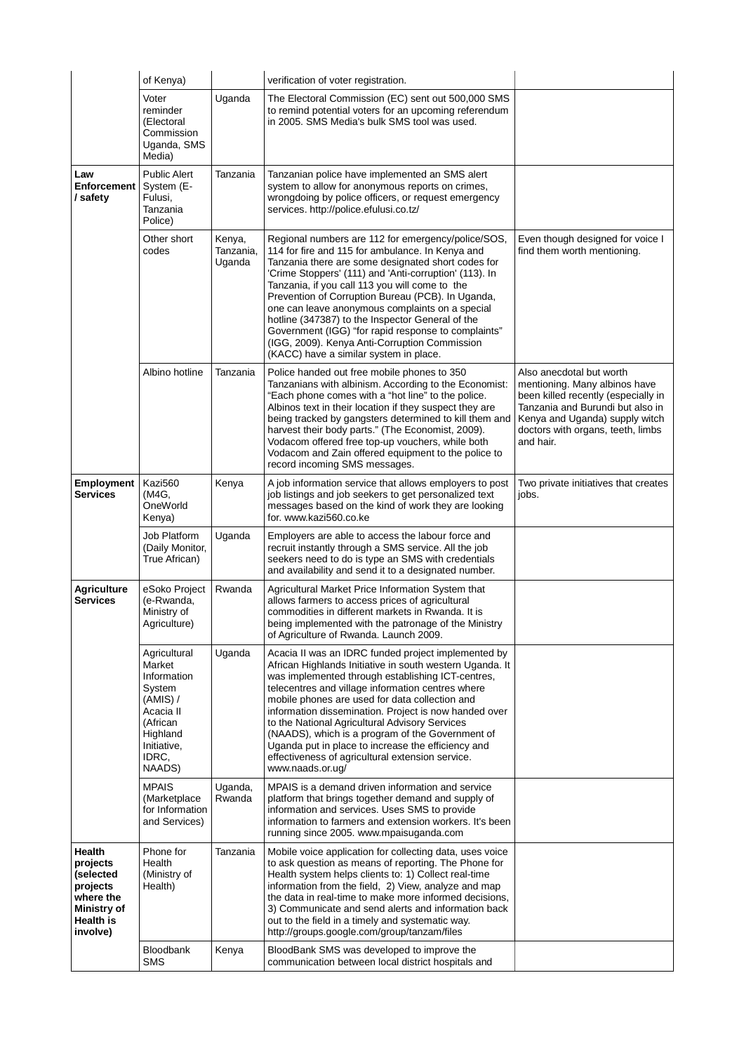| | | | | |
|---|---|---|---|---|
| | of Kenya) | | verification of voter registration. | |
| | Voter reminder (Electoral Commission Uganda, SMS Media) | Uganda | The Electoral Commission (EC) sent out 500,000 SMS to remind potential voters for an upcoming referendum in 2005. SMS Media's bulk SMS tool was used. | |
| **Law Enforcement / safety** | Public Alert System (E-Fulusi, Tanzania Police) | Tanzania | Tanzanian police have implemented an SMS alert system to allow for anonymous reports on crimes, wrongdoing by police officers, or request emergency services. http://police.efulusi.co.tz/ | |
| | Other short codes | Kenya, Tanzania, Uganda | Regional numbers are 112 for emergency/police/SOS, 114 for fire and 115 for ambulance. In Kenya and Tanzania there are some designated short codes for 'Crime Stoppers' (111) and 'Anti-corruption' (113). In Tanzania, if you call 113 you will come to the Prevention of Corruption Bureau (PCB). In Uganda, one can leave anonymous complaints on a special hotline (347387) to the Inspector General of the Government (IGG) "for rapid response to complaints" (IGG, 2009). Kenya Anti-Corruption Commission (KACC) have a similar system in place. | Even though designed for voice I find them worth mentioning. |
| | Albino hotline | Tanzania | Police handed out free mobile phones to 350 Tanzanians with albinism. According to the Economist: "Each phone comes with a "hot line" to the police. Albinos text in their location if they suspect they are being tracked by gangsters determined to kill them and harvest their body parts." (The Economist, 2009). Vodacom offered free top-up vouchers, while both Vodacom and Zain offered equipment to the police to record incoming SMS messages. | Also anecdotal but worth mentioning. Many albinos have been killed recently (especially in Tanzania and Burundi but also in Kenya and Uganda) supply witch doctors with organs, teeth, limbs and hair. |
| **Employment Services** | Kazi560 (M4G, OneWorld Kenya) | Kenya | A job information service that allows employers to post job listings and job seekers to get personalized text messages based on the kind of work they are looking for. www.kazi560.co.ke | Two private initiatives that creates jobs. |
| | Job Platform (Daily Monitor, True African) | Uganda | Employers are able to access the labour force and recruit instantly through a SMS service. All the job seekers need to do is type an SMS with credentials and availability and send it to a designated number. | |
| **Agriculture Services** | eSoko Project (e-Rwanda, Ministry of Agriculture) | Rwanda | Agricultural Market Price Information System that allows farmers to access prices of agricultural commodities in different markets in Rwanda. It is being implemented with the patronage of the Ministry of Agriculture of Rwanda. Launch 2009. | |
| | Agricultural Market Information System (AMIS) / Acacia II (African Highland Initiative, IDRC, NAADS) | Uganda | Acacia II was an IDRC funded project implemented by African Highlands Initiative in south western Uganda. It was implemented through establishing ICT-centres, telecentres and village information centres where mobile phones are used for data collection and information dissemination. Project is now handed over to the National Agricultural Advisory Services (NAADS), which is a program of the Government of Uganda put in place to increase the efficiency and effectiveness of agricultural extension service. www.naads.or.ug/ | |
| | MPAIS (Marketplace for Information and Services) | Uganda, Rwanda | MPAIS is a demand driven information and service platform that brings together demand and supply of information and services. Uses SMS to provide information to farmers and extension workers. It's been running since 2005. www.mpaisuganda.com | |
| **Health projects (selected projects where the Ministry of Health is involve)** | Phone for Health (Ministry of Health) | Tanzania | Mobile voice application for collecting data, uses voice to ask question as means of reporting. The Phone for Health system helps clients to: 1) Collect real-time information from the field, 2) View, analyze and map the data in real-time to make more informed decisions, 3) Communicate and send alerts and information back out to the field in a timely and systematic way. http://groups.google.com/group/tanzam/files | |
| | Bloodbank SMS | Kenya | BloodBank SMS was developed to improve the communication between local district hospitals and | |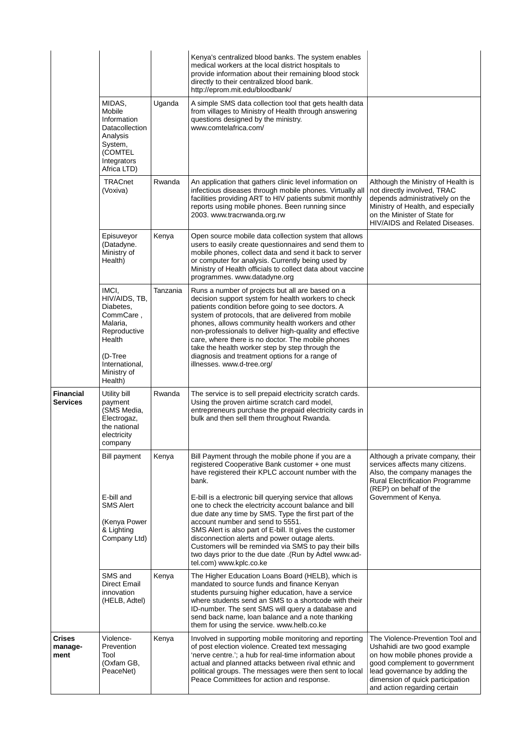| | | | | |
|---|---|---|---|---|
| | | | Kenya's centralized blood banks. The system enables medical workers at the local district hospitals to provide information about their remaining blood stock directly to their centralized blood bank. http://eprom.mit.edu/bloodbank/ | |
| | MIDAS, Mobile Information Datacollection Analysis System, (COMTEL Integrators Africa LTD) | Uganda | A simple SMS data collection tool that gets health data from villages to Ministry of Health through answering questions designed by the ministry. www.comtelafrica.com/ | |
| | TRACnet (Voxiva) | Rwanda | An application that gathers clinic level information on infectious diseases through mobile phones. Virtually all facilities providing ART to HIV patients submit monthly reports using mobile phones. Been running since 2003. www.tracrwanda.org.rw | Although the Ministry of Health is not directly involved, TRAC depends administratively on the Ministry of Health, and especially on the Minister of State for HIV/AIDS and Related Diseases. |
| | Episuveyor (Datadyne. Ministry of Health) | Kenya | Open source mobile data collection system that allows users to easily create questionnaires and send them to mobile phones, collect data and send it back to server or computer for analysis. Currently being used by Ministry of Health officials to collect data about vaccine programmes. www.datadyne.org | |
| | IMCI, HIV/AIDS, TB, Diabetes, CommCare , Malaria, Reproductive Health (D-Tree International, Ministry of Health) | Tanzania | Runs a number of projects but all are based on a decision support system for health workers to check patients condition before going to see doctors. A system of protocols, that are delivered from mobile phones, allows community health workers and other non-professionals to deliver high-quality and effective care, where there is no doctor. The mobile phones take the health worker step by step through the diagnosis and treatment options for a range of illnesses. www.d-tree.org/ | |
| **Financial Services** | Utility bill payment (SMS Media, Electrogaz, the national electricity company | Rwanda | The service is to sell prepaid electricity scratch cards. Using the proven airtime scratch card model, entrepreneurs purchase the prepaid electricity cards in bulk and then sell them throughout Rwanda. | |
| | Bill payment<br><br>E-bill and SMS Alert<br><br>(Kenya Power & Lighting Company Ltd) | Kenya | Bill Payment through the mobile phone if you are a registered Cooperative Bank customer + one must have registered their KPLC account number with the bank.<br><br>E-bill is a electronic bill querying service that allows one to check the electricity account balance and bill due date any time by SMS. Type the first part of the account number and send to 5551.<br>SMS Alert is also part of E-bill. It gives the customer disconnection alerts and power outage alerts. Customers will be reminded via SMS to pay their bills two days prior to the due date .(Run by Adtel www.ad-tel.com) www.kplc.co.ke | Although a private company, their services affects many citizens. Also, the company manages the Rural Electrification Programme (REP) on behalf of the Government of Kenya. |
| | SMS and Direct Email innovation (HELB, Adtel) | Kenya | The Higher Education Loans Board (HELB), which is mandated to source funds and finance Kenyan students pursuing higher education, have a service where students send an SMS to a shortcode with their ID-number. The sent SMS will query a database and send back name, loan balance and a note thanking them for using the service. www.helb.co.ke | |
| **Crises manage-ment** | Violence-Prevention Tool (Oxfam GB, PeaceNet) | Kenya | Involved in supporting mobile monitoring and reporting of post election violence. Created text messaging 'nerve centre.'; a hub for real-time information about actual and planned attacks between rival ethnic and political groups. The messages were then sent to local Peace Committees for action and response. | The Violence-Prevention Tool and Ushahidi are two good example on how mobile phones provide a good complement to government lead governance by adding the dimension of quick participation and action regarding certain |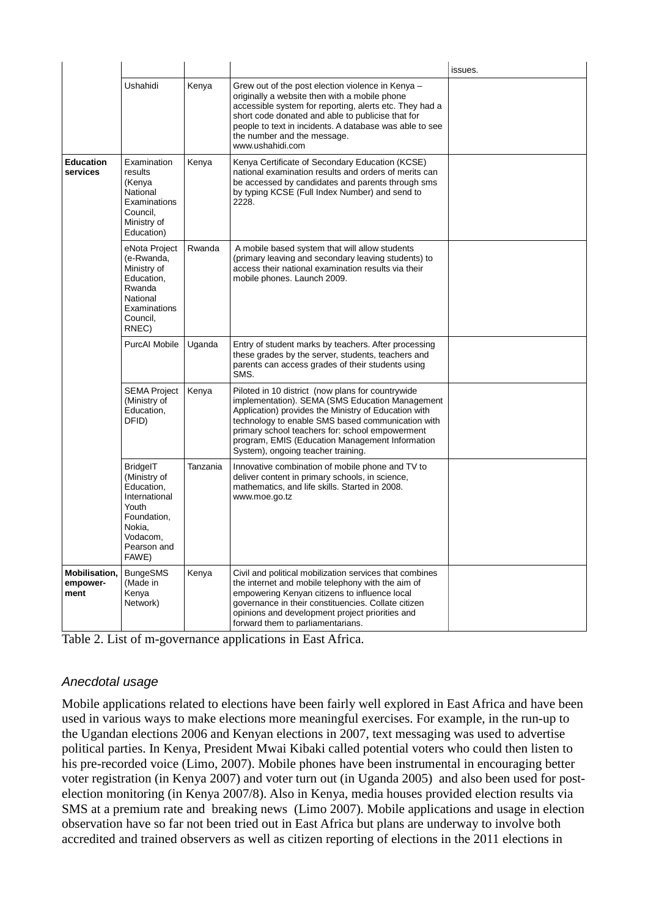|  |  |  |  | issues. |
|---|---|---|---|---|
|  | Ushahidi | Kenya | Grew out of the post election violence in Kenya – originally a website then with a mobile phone accessible system for reporting, alerts etc. They had a short code donated and able to publicise that for people to text in incidents. A database was able to see the number and the message. www.ushahidi.com |  |
| **Education services** | Examination results (Kenya National Examinations Council, Ministry of Education) | Kenya | Kenya Certificate of Secondary Education (KCSE) national examination results and orders of merits can be accessed by candidates and parents through sms by typing KCSE (Full Index Number) and send to 2228. |  |
|  | eNota Project (e-Rwanda, Ministry of Education, Rwanda National Examinations Council, RNEC) | Rwanda | A mobile based system that will allow students (primary leaving and secondary leaving students) to access their national examination results via their mobile phones. Launch 2009. |  |
|  | PurcAI Mobile | Uganda | Entry of student marks by teachers. After processing these grades by the server, students, teachers and parents can access grades of their students using SMS. |  |
|  | SEMA Project (Ministry of Education, DFID) | Kenya | Piloted in 10 district (now plans for countrywide implementation). SEMA (SMS Education Management Application) provides the Ministry of Education with technology to enable SMS based communication with primary school teachers for: school empowerment program, EMIS (Education Management Information System), ongoing teacher training. |  |
|  | BridgeIT (Ministry of Education, International Youth Foundation, Nokia, Vodacom, Pearson and FAWE) | Tanzania | Innovative combination of mobile phone and TV to deliver content in primary schools, in science, mathematics, and life skills. Started in 2008. www.moe.go.tz |  |
| **Mobilisation, empower-ment** | BungeSMS (Made in Kenya Network) | Kenya | Civil and political mobilization services that combines the internet and mobile telephony with the aim of empowering Kenyan citizens to influence local governance in their constituencies. Collate citizen opinions and development project priorities and forward them to parliamentarians. |  |

Table 2. List of m-governance applications in East Africa.

### *Anecdotal usage*

Mobile applications related to elections have been fairly well explored in East Africa and have been used in various ways to make elections more meaningful exercises. For example, in the run-up to the Ugandan elections 2006 and Kenyan elections in 2007, text messaging was used to advertise political parties. In Kenya, President Mwai Kibaki called potential voters who could then listen to his pre-recorded voice (Limo, 2007). Mobile phones have been instrumental in encouraging better voter registration (in Kenya 2007) and voter turn out (in Uganda 2005) and also been used for post-election monitoring (in Kenya 2007/8). Also in Kenya, media houses provided election results via SMS at a premium rate and breaking news (Limo 2007). Mobile applications and usage in election observation have so far not been tried out in East Africa but plans are underway to involve both accredited and trained observers as well as citizen reporting of elections in the 2011 elections in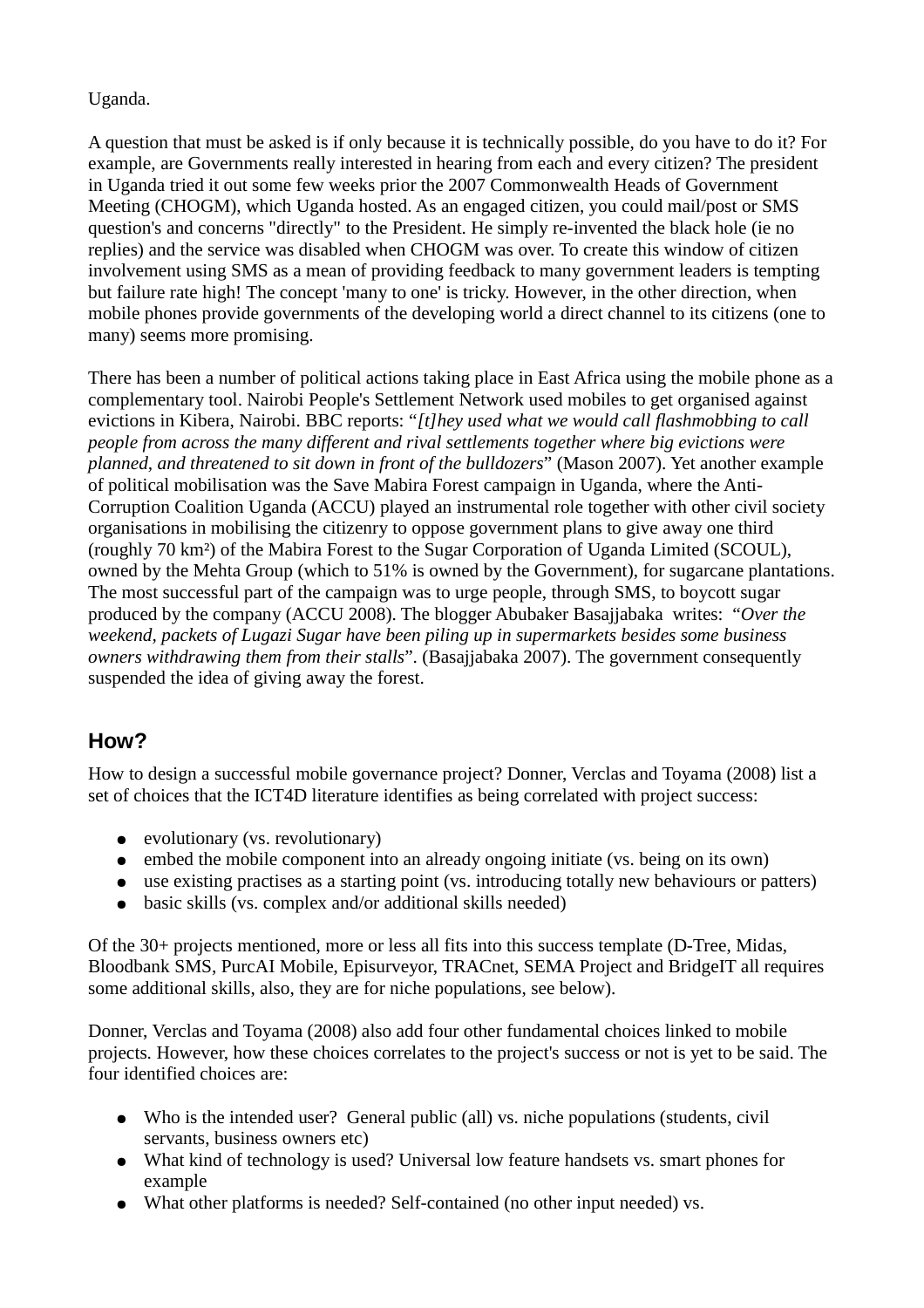Uganda.

A question that must be asked is if only because it is technically possible, do you have to do it? For example, are Governments really interested in hearing from each and every citizen? The president in Uganda tried it out some few weeks prior the 2007 Commonwealth Heads of Government Meeting (CHOGM), which Uganda hosted. As an engaged citizen, you could mail/post or SMS question's and concerns "directly" to the President. He simply re-invented the black hole (ie no replies) and the service was disabled when CHOGM was over. To create this window of citizen involvement using SMS as a mean of providing feedback to many government leaders is tempting but failure rate high! The concept 'many to one' is tricky. However, in the other direction, when mobile phones provide governments of the developing world a direct channel to its citizens (one to many) seems more promising.

There has been a number of political actions taking place in East Africa using the mobile phone as a complementary tool. Nairobi People's Settlement Network used mobiles to get organised against evictions in Kibera, Nairobi. BBC reports: "*[t]hey used what we would call flashmobbing to call people from across the many different and rival settlements together where big evictions were planned, and threatened to sit down in front of the bulldozers*" (Mason 2007). Yet another example of political mobilisation was the Save Mabira Forest campaign in Uganda, where the Anti-Corruption Coalition Uganda (ACCU) played an instrumental role together with other civil society organisations in mobilising the citizenry to oppose government plans to give away one third (roughly 70 km²) of the Mabira Forest to the Sugar Corporation of Uganda Limited (SCOUL), owned by the Mehta Group (which to 51% is owned by the Government), for sugarcane plantations. The most successful part of the campaign was to urge people, through SMS, to boycott sugar produced by the company (ACCU 2008). The blogger Abubaker Basajjabaka writes: "*Over the weekend, packets of Lugazi Sugar have been piling up in supermarkets besides some business owners withdrawing them from their stalls*". (Basajjabaka 2007). The government consequently suspended the idea of giving away the forest.

## How?

How to design a successful mobile governance project? Donner, Verclas and Toyama (2008) list a set of choices that the ICT4D literature identifies as being correlated with project success:

- evolutionary (vs. revolutionary)
- embed the mobile component into an already ongoing initiate (vs. being on its own)
- use existing practises as a starting point (vs. introducing totally new behaviours or patters)
- basic skills (vs. complex and/or additional skills needed)

Of the 30+ projects mentioned, more or less all fits into this success template (D-Tree, Midas, Bloodbank SMS, PurcAI Mobile, Episurveyor, TRACnet, SEMA Project and BridgeIT all requires some additional skills, also, they are for niche populations, see below).

Donner, Verclas and Toyama (2008) also add four other fundamental choices linked to mobile projects. However, how these choices correlates to the project's success or not is yet to be said. The four identified choices are:

- Who is the intended user? General public (all) vs. niche populations (students, civil servants, business owners etc)
- What kind of technology is used? Universal low feature handsets vs. smart phones for example
- What other platforms is needed? Self-contained (no other input needed) vs.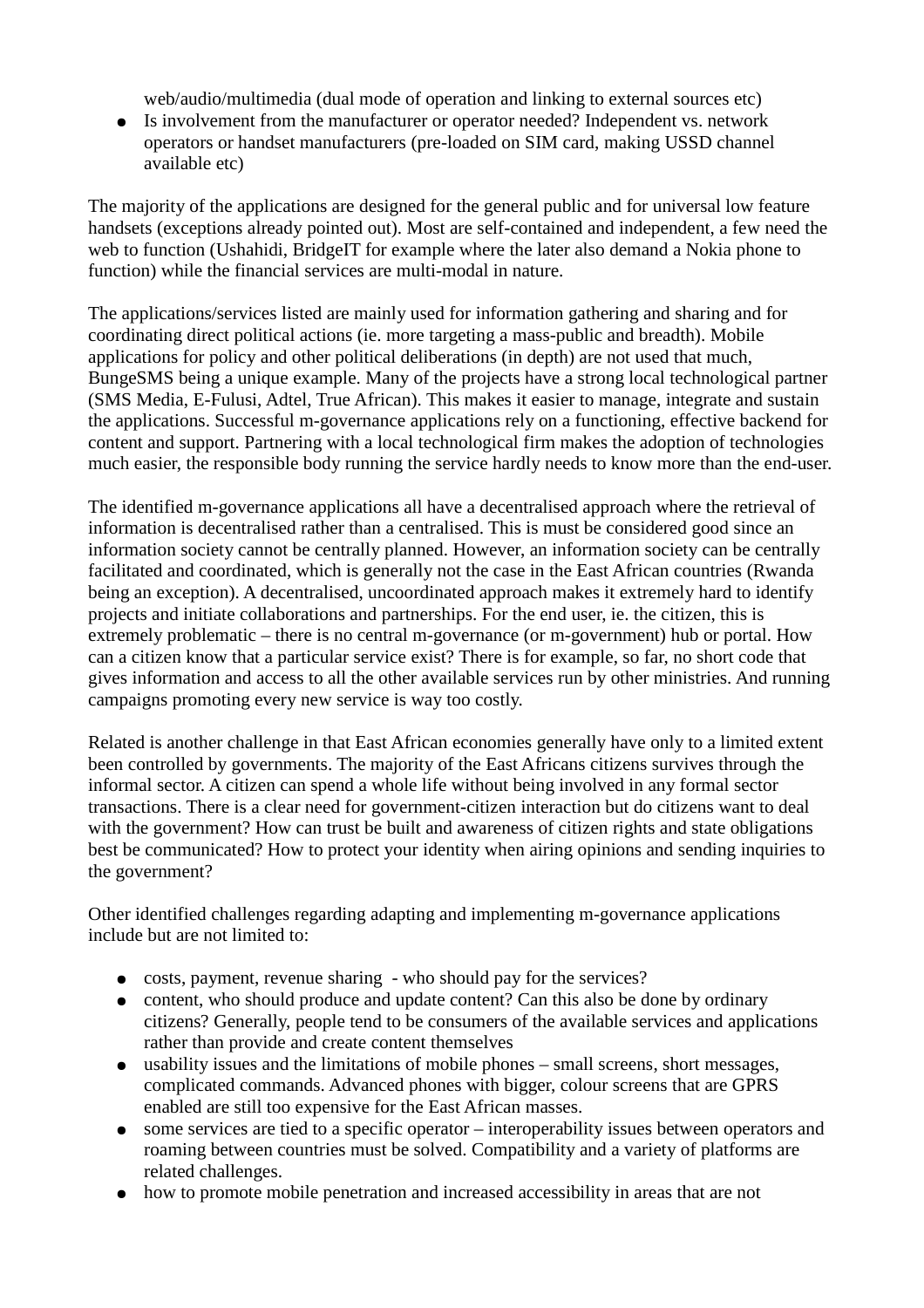web/audio/multimedia (dual mode of operation and linking to external sources etc)

- Is involvement from the manufacturer or operator needed? Independent vs. network operators or handset manufacturers (pre-loaded on SIM card, making USSD channel available etc)

The majority of the applications are designed for the general public and for universal low feature handsets (exceptions already pointed out). Most are self-contained and independent, a few need the web to function (Ushahidi, BridgeIT for example where the later also demand a Nokia phone to function) while the financial services are multi-modal in nature.

The applications/services listed are mainly used for information gathering and sharing and for coordinating direct political actions (ie. more targeting a mass-public and breadth). Mobile applications for policy and other political deliberations (in depth) are not used that much, BungeSMS being a unique example. Many of the projects have a strong local technological partner (SMS Media, E-Fulusi, Adtel, True African). This makes it easier to manage, integrate and sustain the applications. Successful m-governance applications rely on a functioning, effective backend for content and support. Partnering with a local technological firm makes the adoption of technologies much easier, the responsible body running the service hardly needs to know more than the end-user.

The identified m-governance applications all have a decentralised approach where the retrieval of information is decentralised rather than a centralised. This is must be considered good since an information society cannot be centrally planned. However, an information society can be centrally facilitated and coordinated, which is generally not the case in the East African countries (Rwanda being an exception). A decentralised, uncoordinated approach makes it extremely hard to identify projects and initiate collaborations and partnerships. For the end user, ie. the citizen, this is extremely problematic – there is no central m-governance (or m-government) hub or portal. How can a citizen know that a particular service exist? There is for example, so far, no short code that gives information and access to all the other available services run by other ministries. And running campaigns promoting every new service is way too costly.

Related is another challenge in that East African economies generally have only to a limited extent been controlled by governments. The majority of the East Africans citizens survives through the informal sector. A citizen can spend a whole life without being involved in any formal sector transactions. There is a clear need for government-citizen interaction but do citizens want to deal with the government? How can trust be built and awareness of citizen rights and state obligations best be communicated? How to protect your identity when airing opinions and sending inquiries to the government?

Other identified challenges regarding adapting and implementing m-governance applications include but are not limited to:

- costs, payment, revenue sharing - who should pay for the services?
- content, who should produce and update content? Can this also be done by ordinary citizens? Generally, people tend to be consumers of the available services and applications rather than provide and create content themselves
- usability issues and the limitations of mobile phones – small screens, short messages, complicated commands. Advanced phones with bigger, colour screens that are GPRS enabled are still too expensive for the East African masses.
- some services are tied to a specific operator – interoperability issues between operators and roaming between countries must be solved. Compatibility and a variety of platforms are related challenges.
- how to promote mobile penetration and increased accessibility in areas that are not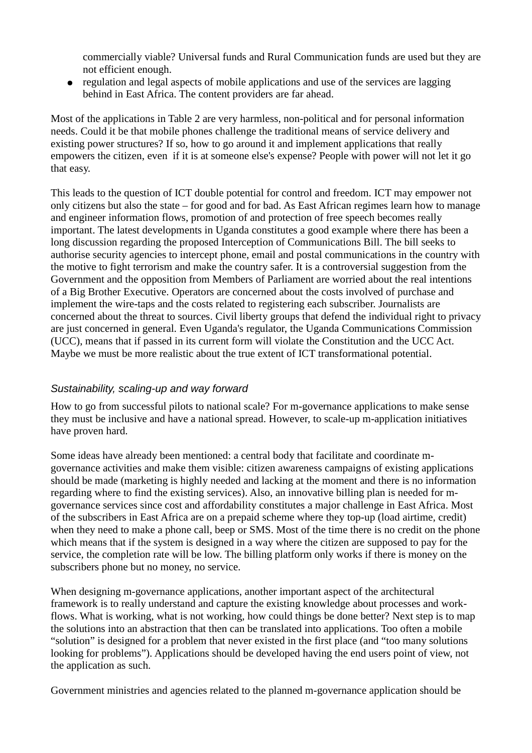commercially viable? Universal funds and Rural Communication funds are used but they are not efficient enough.

- regulation and legal aspects of mobile applications and use of the services are lagging behind in East Africa. The content providers are far ahead.

Most of the applications in Table 2 are very harmless, non-political and for personal information needs. Could it be that mobile phones challenge the traditional means of service delivery and existing power structures? If so, how to go around it and implement applications that really empowers the citizen, even if it is at someone else's expense? People with power will not let it go that easy.

This leads to the question of ICT double potential for control and freedom. ICT may empower not only citizens but also the state – for good and for bad. As East African regimes learn how to manage and engineer information flows, promotion of and protection of free speech becomes really important. The latest developments in Uganda constitutes a good example where there has been a long discussion regarding the proposed Interception of Communications Bill. The bill seeks to authorise security agencies to intercept phone, email and postal communications in the country with the motive to fight terrorism and make the country safer. It is a controversial suggestion from the Government and the opposition from Members of Parliament are worried about the real intentions of a Big Brother Executive. Operators are concerned about the costs involved of purchase and implement the wire-taps and the costs related to registering each subscriber. Journalists are concerned about the threat to sources. Civil liberty groups that defend the individual right to privacy are just concerned in general. Even Uganda's regulator, the Uganda Communications Commission (UCC), means that if passed in its current form will violate the Constitution and the UCC Act. Maybe we must be more realistic about the true extent of ICT transformational potential.

### *Sustainability, scaling-up and way forward*

How to go from successful pilots to national scale? For m-governance applications to make sense they must be inclusive and have a national spread. However, to scale-up m-application initiatives have proven hard.

Some ideas have already been mentioned: a central body that facilitate and coordinate m-governance activities and make them visible: citizen awareness campaigns of existing applications should be made (marketing is highly needed and lacking at the moment and there is no information regarding where to find the existing services). Also, an innovative billing plan is needed for m-governance services since cost and affordability constitutes a major challenge in East Africa. Most of the subscribers in East Africa are on a prepaid scheme where they top-up (load airtime, credit) when they need to make a phone call, beep or SMS. Most of the time there is no credit on the phone which means that if the system is designed in a way where the citizen are supposed to pay for the service, the completion rate will be low. The billing platform only works if there is money on the subscribers phone but no money, no service.

When designing m-governance applications, another important aspect of the architectural framework is to really understand and capture the existing knowledge about processes and work-flows. What is working, what is not working, how could things be done better? Next step is to map the solutions into an abstraction that then can be translated into applications. Too often a mobile "solution" is designed for a problem that never existed in the first place (and "too many solutions looking for problems"). Applications should be developed having the end users point of view, not the application as such.

Government ministries and agencies related to the planned m-governance application should be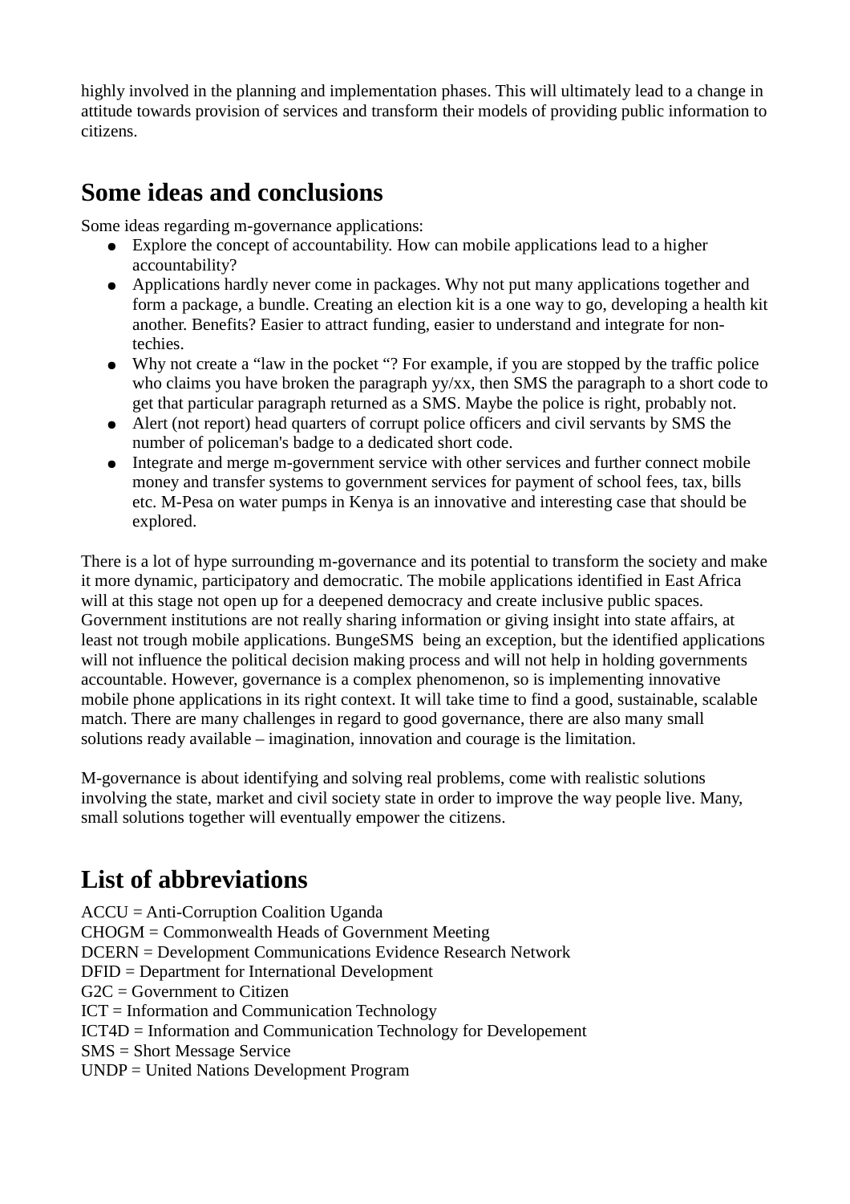highly involved in the planning and implementation phases. This will ultimately lead to a change in attitude towards provision of services and transform their models of providing public information to citizens.

## Some ideas and conclusions

Some ideas regarding m-governance applications:

- Explore the concept of accountability. How can mobile applications lead to a higher accountability?
- Applications hardly never come in packages. Why not put many applications together and form a package, a bundle. Creating an election kit is a one way to go, developing a health kit another. Benefits? Easier to attract funding, easier to understand and integrate for non-techies.
- Why not create a "law in the pocket "? For example, if you are stopped by the traffic police who claims you have broken the paragraph yy/xx, then SMS the paragraph to a short code to get that particular paragraph returned as a SMS. Maybe the police is right, probably not.
- Alert (not report) head quarters of corrupt police officers and civil servants by SMS the number of policeman's badge to a dedicated short code.
- Integrate and merge m-government service with other services and further connect mobile money and transfer systems to government services for payment of school fees, tax, bills etc. M-Pesa on water pumps in Kenya is an innovative and interesting case that should be explored.

There is a lot of hype surrounding m-governance and its potential to transform the society and make it more dynamic, participatory and democratic. The mobile applications identified in East Africa will at this stage not open up for a deepened democracy and create inclusive public spaces. Government institutions are not really sharing information or giving insight into state affairs, at least not trough mobile applications. BungeSMS being an exception, but the identified applications will not influence the political decision making process and will not help in holding governments accountable. However, governance is a complex phenomenon, so is implementing innovative mobile phone applications in its right context. It will take time to find a good, sustainable, scalable match. There are many challenges in regard to good governance, there are also many small solutions ready available – imagination, innovation and courage is the limitation.

M-governance is about identifying and solving real problems, come with realistic solutions involving the state, market and civil society state in order to improve the way people live. Many, small solutions together will eventually empower the citizens.

## List of abbreviations

ACCU = Anti-Corruption Coalition Uganda
CHOGM = Commonwealth Heads of Government Meeting
DCERN = Development Communications Evidence Research Network
DFID = Department for International Development
G2C = Government to Citizen
ICT = Information and Communication Technology
ICT4D = Information and Communication Technology for Developement
SMS = Short Message Service
UNDP = United Nations Development Program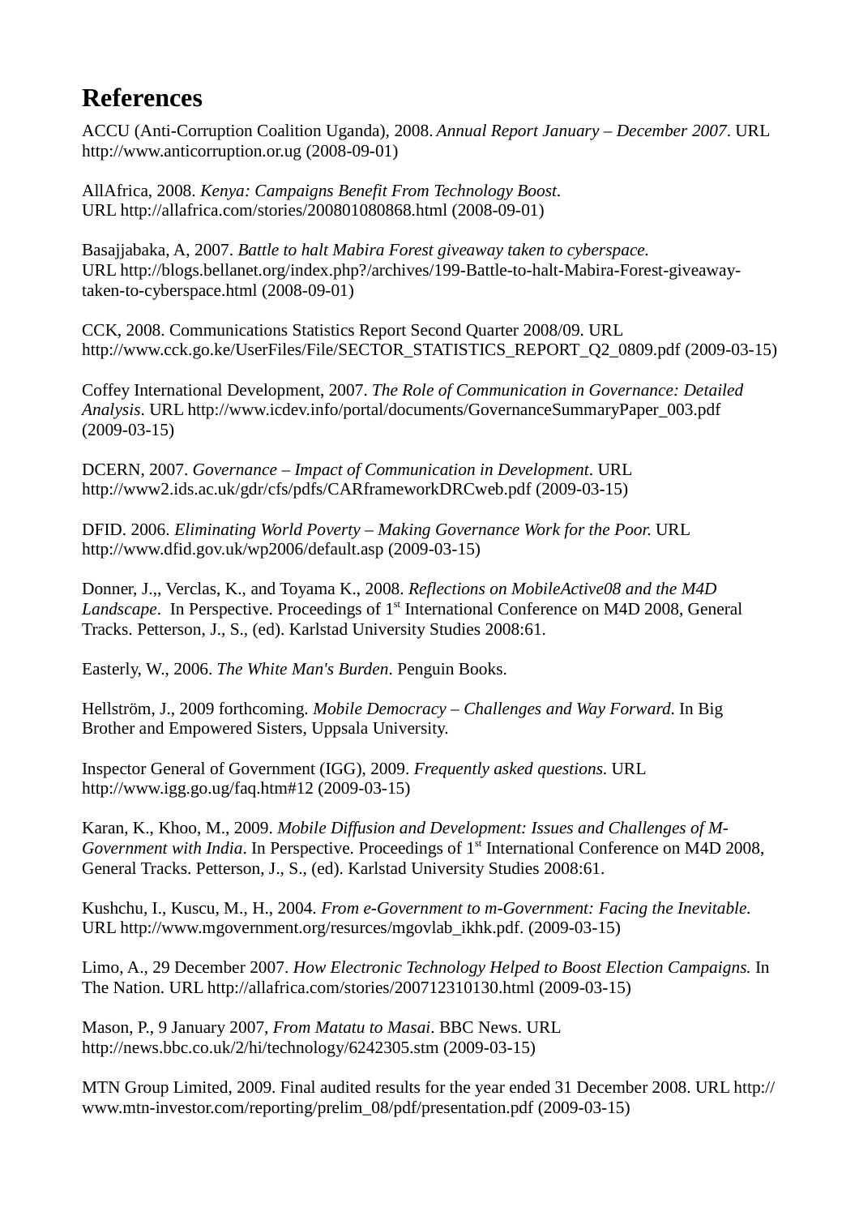# References

ACCU (Anti-Corruption Coalition Uganda), 2008. *Annual Report January – December 2007*. URL http://www.anticorruption.or.ug (2008-09-01)

AllAfrica, 2008. *Kenya: Campaigns Benefit From Technology Boost*. URL http://allafrica.com/stories/200801080868.html (2008-09-01)

Basajjabaka, A, 2007. *Battle to halt Mabira Forest giveaway taken to cyberspace*. URL http://blogs.bellanet.org/index.php?/archives/199-Battle-to-halt-Mabira-Forest-giveaway-taken-to-cyberspace.html (2008-09-01)

CCK, 2008. Communications Statistics Report Second Quarter 2008/09. URL http://www.cck.go.ke/UserFiles/File/SECTOR_STATISTICS_REPORT_Q2_0809.pdf (2009-03-15)

Coffey International Development, 2007. *The Role of Communication in Governance: Detailed Analysis*. URL http://www.icdev.info/portal/documents/GovernanceSummaryPaper_003.pdf (2009-03-15)

DCERN, 2007. *Governance – Impact of Communication in Development*. URL http://www2.ids.ac.uk/gdr/cfs/pdfs/CARframeworkDRCweb.pdf (2009-03-15)

DFID. 2006. *Eliminating World Poverty – Making Governance Work for the Poor*. URL http://www.dfid.gov.uk/wp2006/default.asp (2009-03-15)

Donner, J.,, Verclas, K., and Toyama K., 2008. *Reflections on MobileActive08 and the M4D Landscape*. In Perspective. Proceedings of 1st International Conference on M4D 2008, General Tracks. Petterson, J., S., (ed). Karlstad University Studies 2008:61.

Easterly, W., 2006. *The White Man's Burden*. Penguin Books.

Hellström, J., 2009 forthcoming. *Mobile Democracy – Challenges and Way Forward*. In Big Brother and Empowered Sisters, Uppsala University.

Inspector General of Government (IGG), 2009. *Frequently asked questions*. URL http://www.igg.go.ug/faq.htm#12 (2009-03-15)

Karan, K., Khoo, M., 2009. *Mobile Diffusion and Development: Issues and Challenges of M-Government with India*. In Perspective. Proceedings of 1st International Conference on M4D 2008, General Tracks. Petterson, J., S., (ed). Karlstad University Studies 2008:61.

Kushchu, I., Kuscu, M., H., 2004. *From e-Government to m-Government: Facing the Inevitable.* URL http://www.mgovernment.org/resurces/mgovlab_ikhk.pdf. (2009-03-15)

Limo, A., 29 December 2007. *How Electronic Technology Helped to Boost Election Campaigns.* In The Nation. URL http://allafrica.com/stories/200712310130.html (2009-03-15)

Mason, P., 9 January 2007, *From Matatu to Masai*. BBC News. URL http://news.bbc.co.uk/2/hi/technology/6242305.stm (2009-03-15)

MTN Group Limited, 2009. Final audited results for the year ended 31 December 2008. URL http://www.mtn-investor.com/reporting/prelim_08/pdf/presentation.pdf (2009-03-15)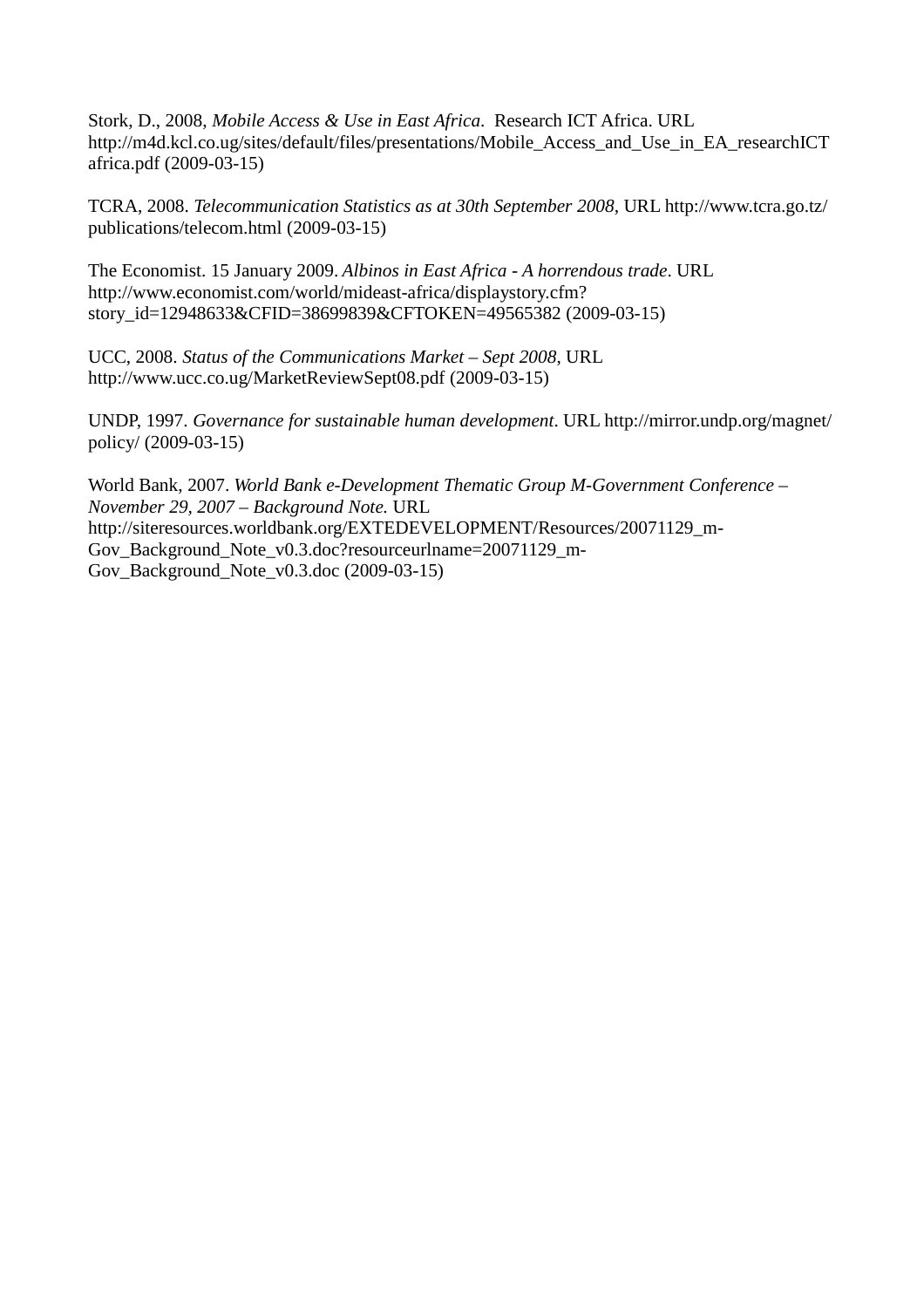Stork, D., 2008, *Mobile Access & Use in East Africa*. Research ICT Africa. URL http://m4d.kcl.co.ug/sites/default/files/presentations/Mobile_Access_and_Use_in_EA_researchICTafrica.pdf (2009-03-15)

TCRA, 2008. *Telecommunication Statistics as at 30th September 2008*, URL http://www.tcra.go.tz/publications/telecom.html (2009-03-15)

The Economist. 15 January 2009. *Albinos in East Africa - A horrendous trade*. URL http://www.economist.com/world/mideast-africa/displaystory.cfm?story_id=12948633&CFID=38699839&CFTOKEN=49565382 (2009-03-15)

UCC, 2008. *Status of the Communications Market – Sept 2008*, URL http://www.ucc.co.ug/MarketReviewSept08.pdf (2009-03-15)

UNDP, 1997. *Governance for sustainable human development*. URL http://mirror.undp.org/magnet/policy/ (2009-03-15)

World Bank, 2007. *World Bank e-Development Thematic Group M-Government Conference – November 29, 2007 – Background Note.* URL http://siteresources.worldbank.org/EXTEDEVELOPMENT/Resources/20071129_m-Gov_Background_Note_v0.3.doc?resourceurlname=20071129_m-Gov_Background_Note_v0.3.doc (2009-03-15)